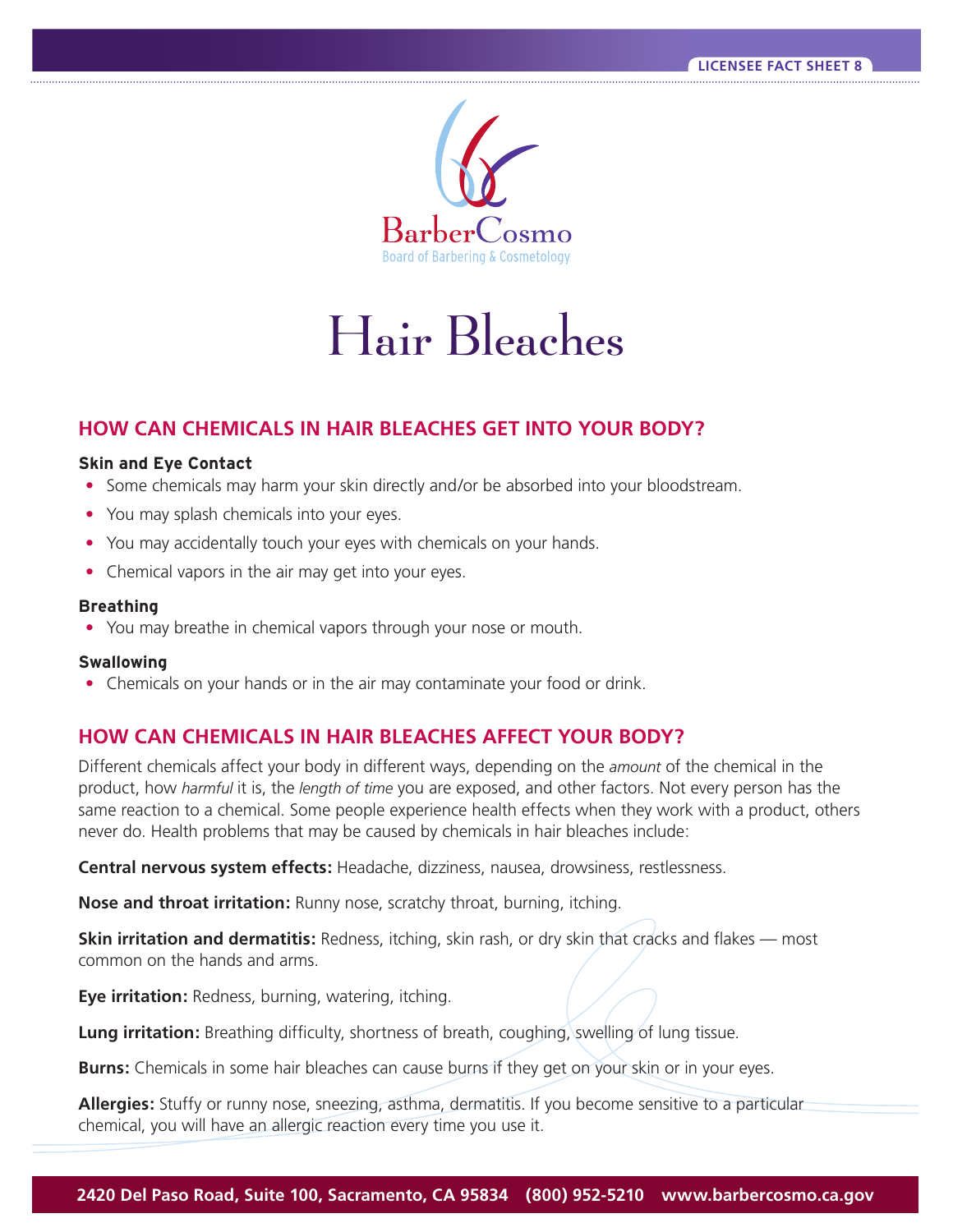LICENSEE FACT SHEET 8

BarberCosmo
Board of Barbering & Cosmetology

# Hair Bleaches

## HOW CAN CHEMICALS IN HAIR BLEACHES GET INTO YOUR BODY?

**Skin and Eye Contact**

- Some chemicals may harm your skin directly and/or be absorbed into your bloodstream.
- You may splash chemicals into your eyes.
- You may accidentally touch your eyes with chemicals on your hands.
- Chemical vapors in the air may get into your eyes.

**Breathing**

- You may breathe in chemical vapors through your nose or mouth.

**Swallowing**

- Chemicals on your hands or in the air may contaminate your food or drink.

## HOW CAN CHEMICALS IN HAIR BLEACHES AFFECT YOUR BODY?

Different chemicals affect your body in different ways, depending on the *amount* of the chemical in the product, how *harmful* it is, the *length of time* you are exposed, and other factors. Not every person has the same reaction to a chemical. Some people experience health effects when they work with a product, others never do. Health problems that may be caused by chemicals in hair bleaches include:

**Central nervous system effects:** Headache, dizziness, nausea, drowsiness, restlessness.

**Nose and throat irritation:** Runny nose, scratchy throat, burning, itching.

**Skin irritation and dermatitis:** Redness, itching, skin rash, or dry skin that cracks and flakes — most common on the hands and arms.

**Eye irritation:** Redness, burning, watering, itching.

**Lung irritation:** Breathing difficulty, shortness of breath, coughing, swelling of lung tissue.

**Burns:** Chemicals in some hair bleaches can cause burns if they get on your skin or in your eyes.

**Allergies:** Stuffy or runny nose, sneezing, asthma, dermatitis. If you become sensitive to a particular chemical, you will have an allergic reaction every time you use it.

2420 Del Paso Road, Suite 100, Sacramento, CA 95834 (800) 952-5210 www.barbercosmo.ca.gov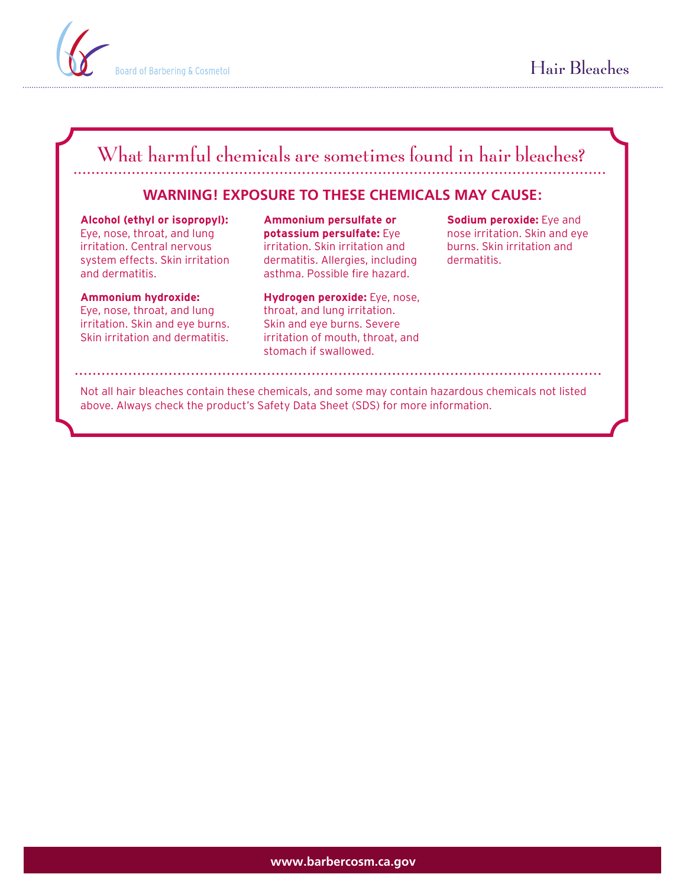## What harmful chemicals are sometimes found in hair bleaches?

### WARNING! EXPOSURE TO THESE CHEMICALS MAY CAUSE:

**Alcohol (ethyl or isopropyl):** Eye, nose, throat, and lung irritation. Central nervous system effects. Skin irritation and dermatitis.

**Ammonium hydroxide:** Eye, nose, throat, and lung irritation. Skin and eye burns. Skin irritation and dermatitis.

**Ammonium persulfate or potassium persulfate:** Eye irritation. Skin irritation and dermatitis. Allergies, including asthma. Possible fire hazard.

**Hydrogen peroxide:** Eye, nose, throat, and lung irritation. Skin and eye burns. Severe irritation of mouth, throat, and stomach if swallowed.

**Sodium peroxide:** Eye and nose irritation. Skin and eye burns. Skin irritation and dermatitis.

Not all hair bleaches contain these chemicals, and some may contain hazardous chemicals not listed above. Always check the product's Safety Data Sheet (SDS) for more information.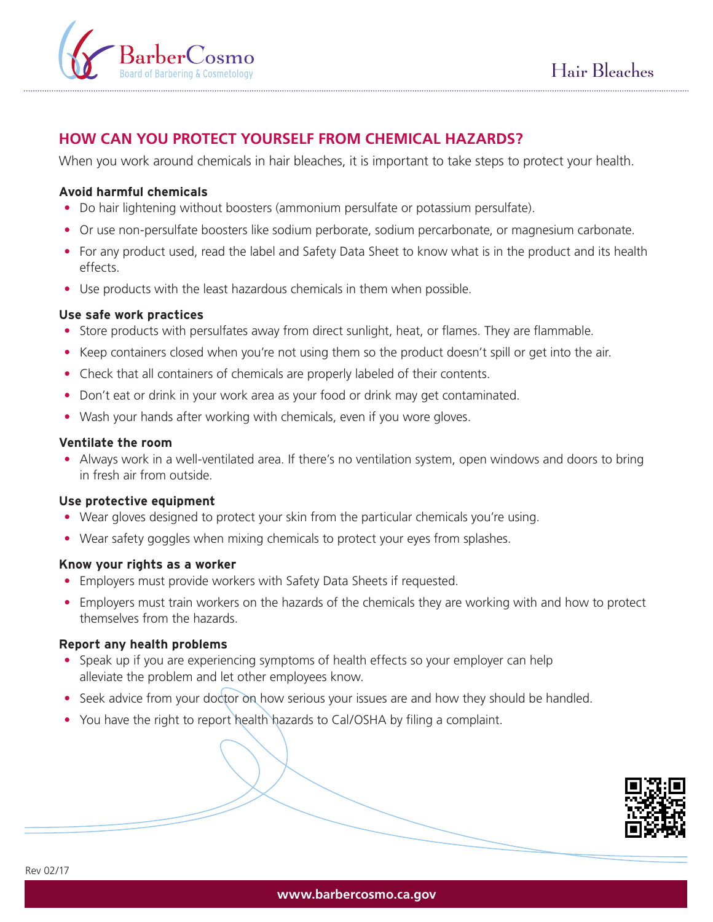## HOW CAN YOU PROTECT YOURSELF FROM CHEMICAL HAZARDS?

When you work around chemicals in hair bleaches, it is important to take steps to protect your health.

**Avoid harmful chemicals**

- Do hair lightening without boosters (ammonium persulfate or potassium persulfate).
- Or use non-persulfate boosters like sodium perborate, sodium percarbonate, or magnesium carbonate.
- For any product used, read the label and Safety Data Sheet to know what is in the product and its health effects.
- Use products with the least hazardous chemicals in them when possible.

**Use safe work practices**

- Store products with persulfates away from direct sunlight, heat, or flames. They are flammable.
- Keep containers closed when you're not using them so the product doesn't spill or get into the air.
- Check that all containers of chemicals are properly labeled of their contents.
- Don't eat or drink in your work area as your food or drink may get contaminated.
- Wash your hands after working with chemicals, even if you wore gloves.

**Ventilate the room**

- Always work in a well-ventilated area. If there's no ventilation system, open windows and doors to bring in fresh air from outside.

**Use protective equipment**

- Wear gloves designed to protect your skin from the particular chemicals you're using.
- Wear safety goggles when mixing chemicals to protect your eyes from splashes.

**Know your rights as a worker**

- Employers must provide workers with Safety Data Sheets if requested.
- Employers must train workers on the hazards of the chemicals they are working with and how to protect themselves from the hazards.

**Report any health problems**

- Speak up if you are experiencing symptoms of health effects so your employer can help alleviate the problem and let other employees know.
- Seek advice from your doctor on how serious your issues are and how they should be handled.
- You have the right to report health hazards to Cal/OSHA by filing a complaint.

Rev 02/17